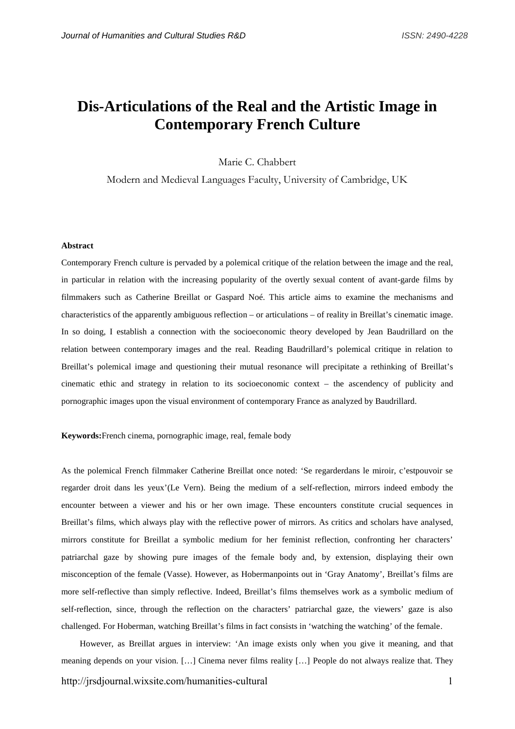# Dis-Articulations of the Real and the Artistic Image in Contemporary French Culture

Marie C. Chabbert

Modern and Medieval Languages Faculty, University of Cambridge, UK

**Abstract**

Contemporary French culture is pervaded by a polemical critique of the relation between the image and the real, in particular in relation with the increasing popularity of the overtly sexual content of avant-garde films by filmmakers such as Catherine Breillat or Gaspard Noé. This article aims to examine the mechanisms and characteristics of the apparently ambiguous reflection – or articulations – of reality in Breillat's cinematic image. In so doing, I establish a connection with the socioeconomic theory developed by Jean Baudrillard on the relation between contemporary images and the real. Reading Baudrillard's polemical critique in relation to Breillat's polemical image and questioning their mutual resonance will precipitate a rethinking of Breillat's cinematic ethic and strategy in relation to its socioeconomic context – the ascendency of publicity and pornographic images upon the visual environment of contemporary France as analyzed by Baudrillard.

**Keywords:**French cinema, pornographic image, real, female body

As the polemical French filmmaker Catherine Breillat once noted: 'Se regarderdans le miroir, c'estpouvoir se regarder droit dans les yeux'(Le Vern). Being the medium of a self-reflection, mirrors indeed embody the encounter between a viewer and his or her own image. These encounters constitute crucial sequences in Breillat's films, which always play with the reflective power of mirrors. As critics and scholars have analysed, mirrors constitute for Breillat a symbolic medium for her feminist reflection, confronting her characters' patriarchal gaze by showing pure images of the female body and, by extension, displaying their own misconception of the female (Vasse). However, as Hobermanpoints out in 'Gray Anatomy', Breillat's films are more self-reflective than simply reflective. Indeed, Breillat's films themselves work as a symbolic medium of self-reflection, since, through the reflection on the characters' patriarchal gaze, the viewers' gaze is also challenged. For Hoberman, watching Breillat's films in fact consists in 'watching the watching' of the female.

However, as Breillat argues in interview: 'An image exists only when you give it meaning, and that meaning depends on your vision. […] Cinema never films reality […] People do not always realize that. They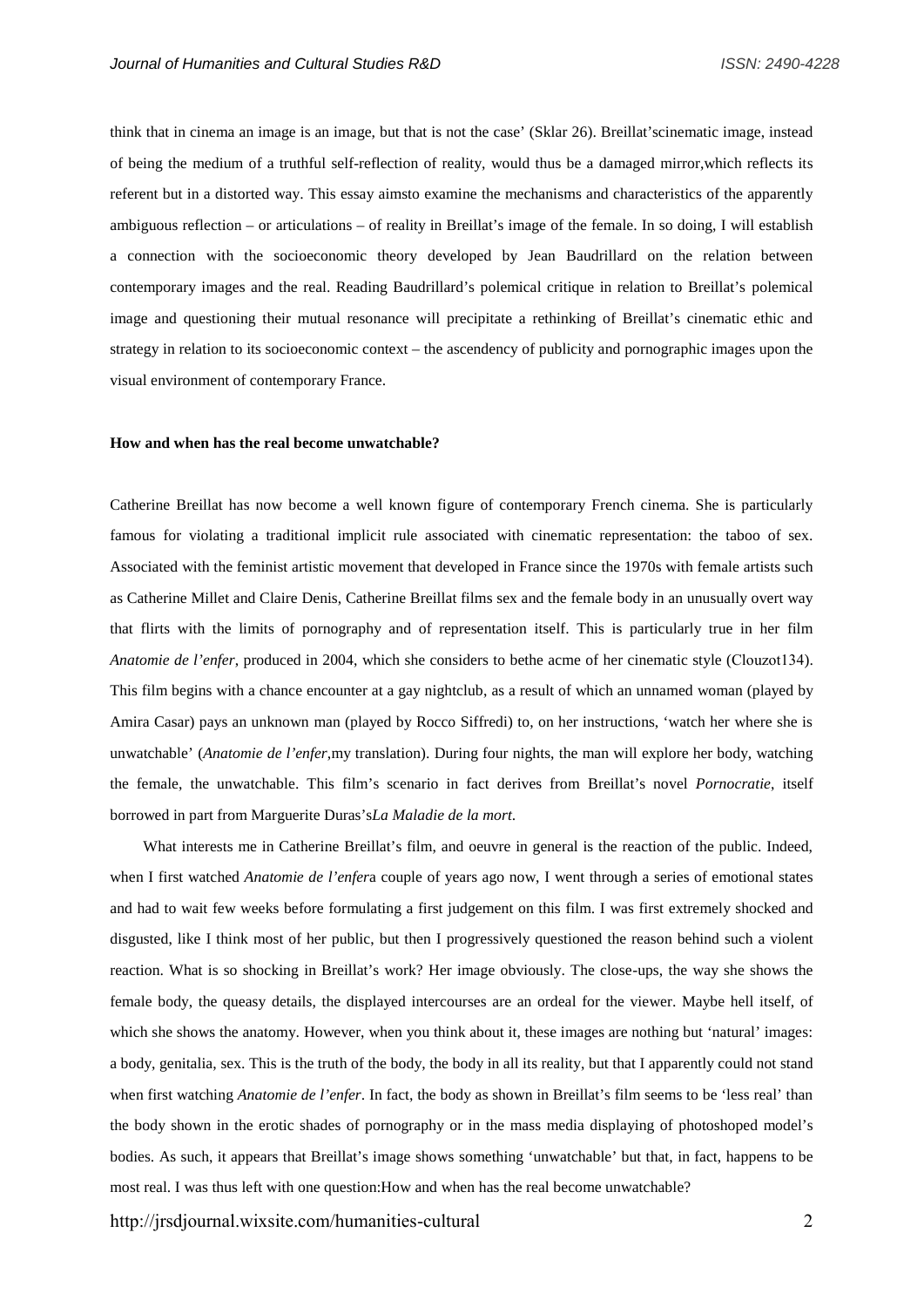think that in cinema an image is an image, but that is not the case' (Sklar 26). Breillat'scinematic image, instead of being the medium of a truthful self-reflection of reality, would thus be a damaged mirror,which reflects its referent but in a distorted way. This essay aimsto examine the mechanisms and characteristics of the apparently ambiguous reflection – or articulations – of reality in Breillat's image of the female. In so doing, I will establish a connection with the socioeconomic theory developed by Jean Baudrillard on the relation between contemporary images and the real. Reading Baudrillard's polemical critique in relation to Breillat's polemical image and questioning their mutual resonance will precipitate a rethinking of Breillat's cinematic ethic and strategy in relation to its socioeconomic context – the ascendency of publicity and pornographic images upon the visual environment of contemporary France.

**How and when has the real become unwatchable?**

Catherine Breillat has now become a well known figure of contemporary French cinema. She is particularly famous for violating a traditional implicit rule associated with cinematic representation: the taboo of sex. Associated with the feminist artistic movement that developed in France since the 1970s with female artists such as Catherine Millet and Claire Denis, Catherine Breillat films sex and the female body in an unusually overt way that flirts with the limits of pornography and of representation itself. This is particularly true in her film *Anatomie de l'enfer*, produced in 2004, which she considers to bethe acme of her cinematic style (Clouzot134). This film begins with a chance encounter at a gay nightclub, as a result of which an unnamed woman (played by Amira Casar) pays an unknown man (played by Rocco Siffredi) to, on her instructions, 'watch her where she is unwatchable' (*Anatomie de l'enfer*,my translation). During four nights, the man will explore her body, watching the female, the unwatchable. This film's scenario in fact derives from Breillat's novel *Pornocratie*, itself borrowed in part from Marguerite Duras's*La Maladie de la mort*.

What interests me in Catherine Breillat's film, and oeuvre in general is the reaction of the public. Indeed, when I first watched *Anatomie de l'enfer*a couple of years ago now, I went through a series of emotional states and had to wait few weeks before formulating a first judgement on this film. I was first extremely shocked and disgusted, like I think most of her public, but then I progressively questioned the reason behind such a violent reaction. What is so shocking in Breillat's work? Her image obviously. The close-ups, the way she shows the female body, the queasy details, the displayed intercourses are an ordeal for the viewer. Maybe hell itself, of which she shows the anatomy. However, when you think about it, these images are nothing but 'natural' images: a body, genitalia, sex. This is the truth of the body, the body in all its reality, but that I apparently could not stand when first watching *Anatomie de l'enfer*. In fact, the body as shown in Breillat's film seems to be 'less real' than the body shown in the erotic shades of pornography or in the mass media displaying of photoshoped model's bodies. As such, it appears that Breillat's image shows something 'unwatchable' but that, in fact, happens to be most real. I was thus left with one question:How and when has the real become unwatchable?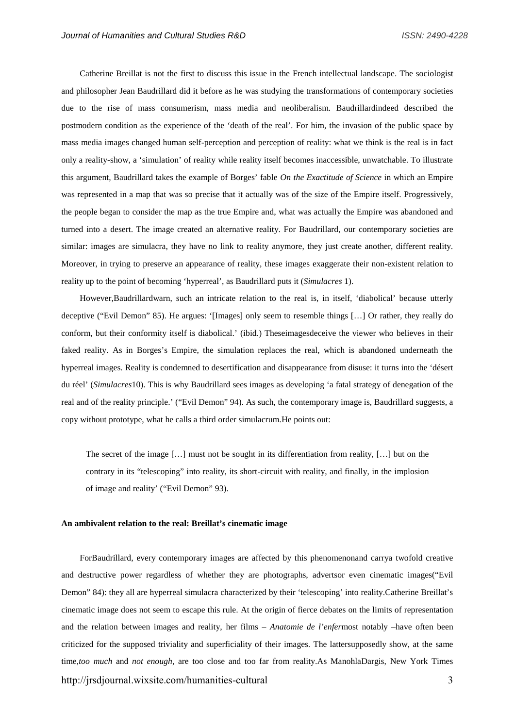Catherine Breillat is not the first to discuss this issue in the French intellectual landscape. The sociologist and philosopher Jean Baudrillard did it before as he was studying the transformations of contemporary societies due to the rise of mass consumerism, mass media and neoliberalism. Baudrillardindeed described the postmodern condition as the experience of the 'death of the real'. For him, the invasion of the public space by mass media images changed human self-perception and perception of reality: what we think is the real is in fact only a reality-show, a 'simulation' of reality while reality itself becomes inaccessible, unwatchable. To illustrate this argument, Baudrillard takes the example of Borges' fable *On the Exactitude of Science* in which an Empire was represented in a map that was so precise that it actually was of the size of the Empire itself. Progressively, the people began to consider the map as the true Empire and, what was actually the Empire was abandoned and turned into a desert. The image created an alternative reality. For Baudrillard, our contemporary societies are similar: images are simulacra, they have no link to reality anymore, they just create another, different reality. Moreover, in trying to preserve an appearance of reality, these images exaggerate their non-existent relation to reality up to the point of becoming 'hyperreal', as Baudrillard puts it (*Simulacres* 1).

However,Baudrillardwarn, such an intricate relation to the real is, in itself, 'diabolical' because utterly deceptive ("Evil Demon" 85). He argues: '[Images] only seem to resemble things […] Or rather, they really do conform, but their conformity itself is diabolical.' (ibid.) Theseimagesdeceive the viewer who believes in their faked reality. As in Borges's Empire, the simulation replaces the real, which is abandoned underneath the hyperreal images. Reality is condemned to desertification and disappearance from disuse: it turns into the 'désert du réel' (*Simulacres*10). This is why Baudrillard sees images as developing 'a fatal strategy of denegation of the real and of the reality principle.' ("Evil Demon" 94). As such, the contemporary image is, Baudrillard suggests, a copy without prototype, what he calls a third order simulacrum.He points out:

> The secret of the image […] must not be sought in its differentiation from reality, […] but on the contrary in its "telescoping" into reality, its short-circuit with reality, and finally, in the implosion of image and reality' ("Evil Demon" 93).

### An ambivalent relation to the real: Breillat's cinematic image

ForBaudrillard, every contemporary images are affected by this phenomenonand carrya twofold creative and destructive power regardless of whether they are photographs, advertsor even cinematic images("Evil Demon" 84): they all are hyperreal simulacra characterized by their 'telescoping' into reality.Catherine Breillat's cinematic image does not seem to escape this rule. At the origin of fierce debates on the limits of representation and the relation between images and reality, her films – *Anatomie de l'enfer*most notably –have often been criticized for the supposed triviality and superficiality of their images. The lattersupposedly show, at the same time,*too much* and *not enough*, are too close and too far from reality.As ManohlaDargis, New York Times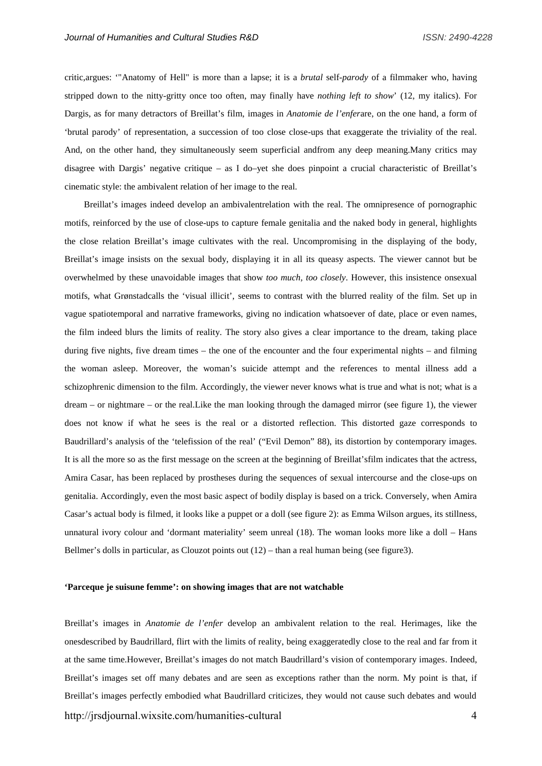critic,argues: '"Anatomy of Hell" is more than a lapse; it is a *brutal* self-*parody* of a filmmaker who, having stripped down to the nitty-gritty once too often, may finally have *nothing left to show*' (12, my italics). For Dargis, as for many detractors of Breillat's film, images in *Anatomie de l'enfer*are, on the one hand, a form of 'brutal parody' of representation, a succession of too close close-ups that exaggerate the triviality of the real. And, on the other hand, they simultaneously seem superficial andfrom any deep meaning.Many critics may disagree with Dargis' negative critique – as I do–yet she does pinpoint a crucial characteristic of Breillat's cinematic style: the ambivalent relation of her image to the real.

Breillat's images indeed develop an ambivalentrelation with the real. The omnipresence of pornographic motifs, reinforced by the use of close-ups to capture female genitalia and the naked body in general, highlights the close relation Breillat's image cultivates with the real. Uncompromising in the displaying of the body, Breillat's image insists on the sexual body, displaying it in all its queasy aspects. The viewer cannot but be overwhelmed by these unavoidable images that show *too much, too closely*. However, this insistence onsexual motifs, what Grønstadcalls the 'visual illicit', seems to contrast with the blurred reality of the film. Set up in vague spatiotemporal and narrative frameworks, giving no indication whatsoever of date, place or even names, the film indeed blurs the limits of reality. The story also gives a clear importance to the dream, taking place during five nights, five dream times – the one of the encounter and the four experimental nights – and filming the woman asleep. Moreover, the woman's suicide attempt and the references to mental illness add a schizophrenic dimension to the film. Accordingly, the viewer never knows what is true and what is not; what is a dream – or nightmare – or the real.Like the man looking through the damaged mirror (see figure 1), the viewer does not know if what he sees is the real or a distorted reflection. This distorted gaze corresponds to Baudrillard's analysis of the 'telefission of the real' ("Evil Demon" 88), its distortion by contemporary images. It is all the more so as the first message on the screen at the beginning of Breillat'sfilm indicates that the actress, Amira Casar, has been replaced by prostheses during the sequences of sexual intercourse and the close-ups on genitalia. Accordingly, even the most basic aspect of bodily display is based on a trick. Conversely, when Amira Casar's actual body is filmed, it looks like a puppet or a doll (see figure 2): as Emma Wilson argues, its stillness, unnatural ivory colour and 'dormant materiality' seem unreal (18). The woman looks more like a doll – Hans Bellmer's dolls in particular, as Clouzot points out (12) – than a real human being (see figure3).

### 'Parceque je suisune femme': on showing images that are not watchable

Breillat's images in *Anatomie de l'enfer* develop an ambivalent relation to the real. Herimages, like the onesdescribed by Baudrillard, flirt with the limits of reality, being exaggeratedly close to the real and far from it at the same time.However, Breillat's images do not match Baudrillard's vision of contemporary images. Indeed, Breillat's images set off many debates and are seen as exceptions rather than the norm. My point is that, if Breillat's images perfectly embodied what Baudrillard criticizes, they would not cause such debates and would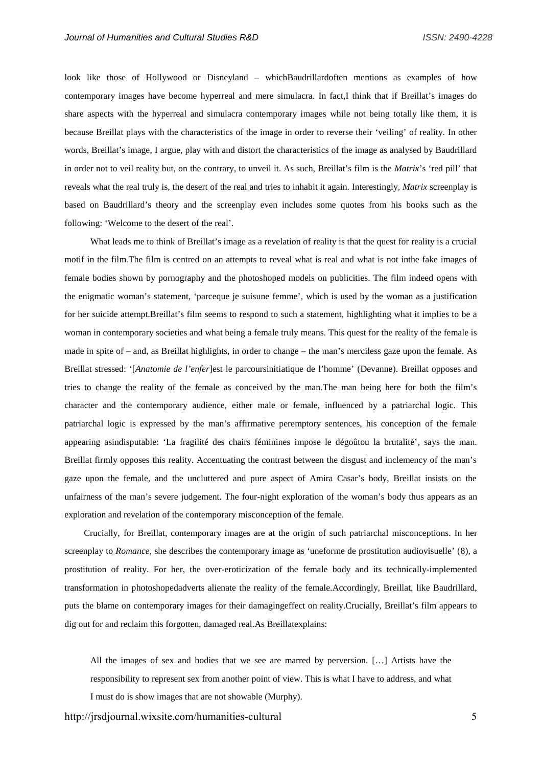look like those of Hollywood or Disneyland – whichBaudrillardoften mentions as examples of how contemporary images have become hyperreal and mere simulacra. In fact,I think that if Breillat's images do share aspects with the hyperreal and simulacra contemporary images while not being totally like them, it is because Breillat plays with the characteristics of the image in order to reverse their 'veiling' of reality. In other words, Breillat's image, I argue, play with and distort the characteristics of the image as analysed by Baudrillard in order not to veil reality but, on the contrary, to unveil it. As such, Breillat's film is the *Matrix*'s 'red pill' that reveals what the real truly is, the desert of the real and tries to inhabit it again. Interestingly, *Matrix* screenplay is based on Baudrillard's theory and the screenplay even includes some quotes from his books such as the following: 'Welcome to the desert of the real'.

What leads me to think of Breillat's image as a revelation of reality is that the quest for reality is a crucial motif in the film.The film is centred on an attempts to reveal what is real and what is not inthe fake images of female bodies shown by pornography and the photoshoped models on publicities. The film indeed opens with the enigmatic woman's statement, 'parceque je suisune femme', which is used by the woman as a justification for her suicide attempt.Breillat's film seems to respond to such a statement, highlighting what it implies to be a woman in contemporary societies and what being a female truly means. This quest for the reality of the female is made in spite of – and, as Breillat highlights, in order to change – the man's merciless gaze upon the female. As Breillat stressed: '[*Anatomie de l'enfer*]est le parcoursinitiatique de l'homme' (Devanne). Breillat opposes and tries to change the reality of the female as conceived by the man.The man being here for both the film's character and the contemporary audience, either male or female, influenced by a patriarchal logic. This patriarchal logic is expressed by the man's affirmative peremptory sentences, his conception of the female appearing asindisputable: 'La fragilité des chairs féminines impose le dégoûtou la brutalité', says the man. Breillat firmly opposes this reality. Accentuating the contrast between the disgust and inclemency of the man's gaze upon the female, and the uncluttered and pure aspect of Amira Casar's body, Breillat insists on the unfairness of the man's severe judgement. The four-night exploration of the woman's body thus appears as an exploration and revelation of the contemporary misconception of the female.

Crucially, for Breillat, contemporary images are at the origin of such patriarchal misconceptions. In her screenplay to *Romance*, she describes the contemporary image as 'uneforme de prostitution audiovisuelle' (8), a prostitution of reality. For her, the over-eroticization of the female body and its technically-implemented transformation in photoshopedadverts alienate the reality of the female.Accordingly, Breillat, like Baudrillard, puts the blame on contemporary images for their damagingeffect on reality.Crucially, Breillat's film appears to dig out for and reclaim this forgotten, damaged real.As Breillatexplains:

> All the images of sex and bodies that we see are marred by perversion. […] Artists have the responsibility to represent sex from another point of view. This is what I have to address, and what I must do is show images that are not showable (Murphy).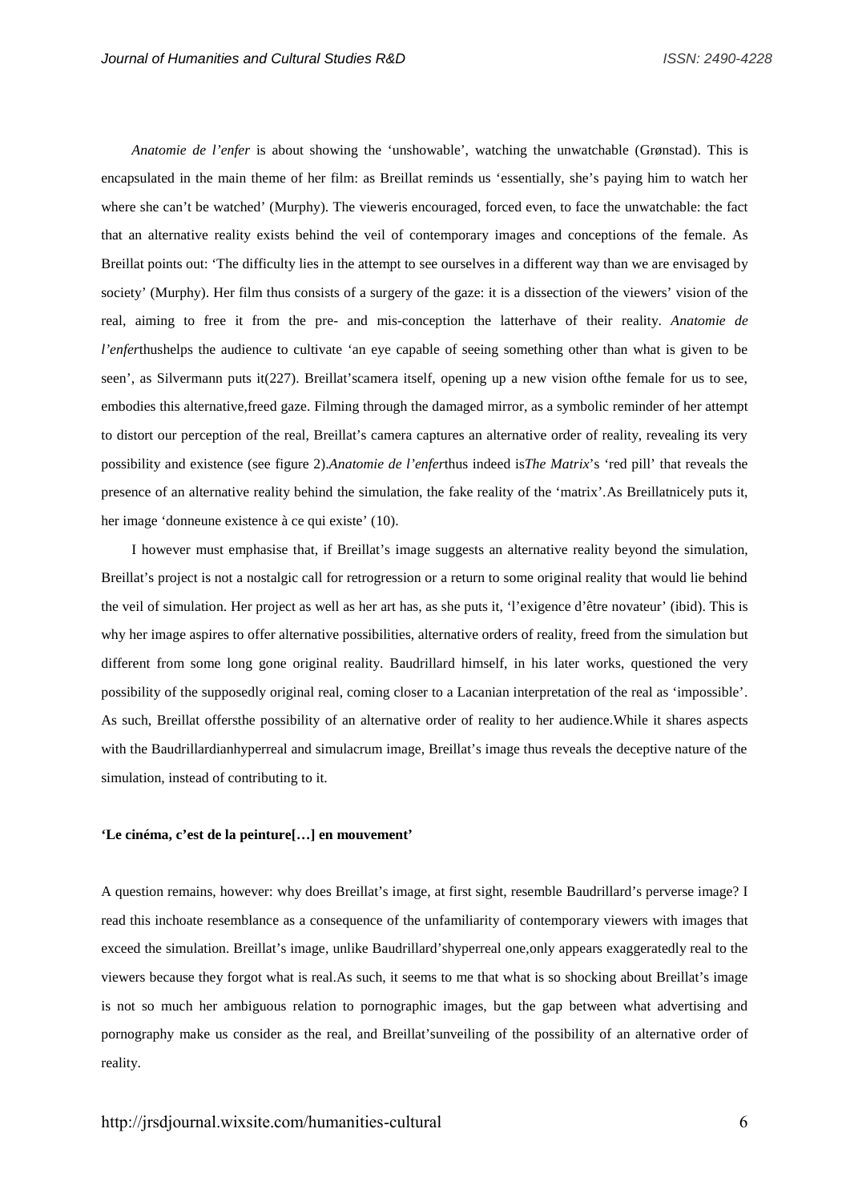*Anatomie de l'enfer* is about showing the 'unshowable', watching the unwatchable (Grønstad). This is encapsulated in the main theme of her film: as Breillat reminds us 'essentially, she's paying him to watch her where she can't be watched' (Murphy). The vieweris encouraged, forced even, to face the unwatchable: the fact that an alternative reality exists behind the veil of contemporary images and conceptions of the female. As Breillat points out: 'The difficulty lies in the attempt to see ourselves in a different way than we are envisaged by society' (Murphy). Her film thus consists of a surgery of the gaze: it is a dissection of the viewers' vision of the real, aiming to free it from the pre- and mis-conception the latterhave of their reality. *Anatomie de l'enfer*thushelps the audience to cultivate 'an eye capable of seeing something other than what is given to be seen', as Silvermann puts it(227). Breillat'scamera itself, opening up a new vision ofthe female for us to see, embodies this alternative,freed gaze. Filming through the damaged mirror, as a symbolic reminder of her attempt to distort our perception of the real, Breillat's camera captures an alternative order of reality, revealing its very possibility and existence (see figure 2).*Anatomie de l'enfer*thus indeed is*The Matrix*'s 'red pill' that reveals the presence of an alternative reality behind the simulation, the fake reality of the 'matrix'.As Breillatnicely puts it, her image 'donneune existence à ce qui existe' (10).

I however must emphasise that, if Breillat's image suggests an alternative reality beyond the simulation, Breillat's project is not a nostalgic call for retrogression or a return to some original reality that would lie behind the veil of simulation. Her project as well as her art has, as she puts it, 'l'exigence d'être novateur' (ibid). This is why her image aspires to offer alternative possibilities, alternative orders of reality, freed from the simulation but different from some long gone original reality. Baudrillard himself, in his later works, questioned the very possibility of the supposedly original real, coming closer to a Lacanian interpretation of the real as 'impossible'. As such, Breillat offersthe possibility of an alternative order of reality to her audience.While it shares aspects with the Baudrillardianhyperreal and simulacrum image, Breillat's image thus reveals the deceptive nature of the simulation, instead of contributing to it.

### 'Le cinéma, c'est de la peinture[…] en mouvement'

A question remains, however: why does Breillat's image, at first sight, resemble Baudrillard's perverse image? I read this inchoate resemblance as a consequence of the unfamiliarity of contemporary viewers with images that exceed the simulation. Breillat's image, unlike Baudrillard'shyperreal one,only appears exaggeratedly real to the viewers because they forgot what is real.As such, it seems to me that what is so shocking about Breillat's image is not so much her ambiguous relation to pornographic images, but the gap between what advertising and pornography make us consider as the real, and Breillat'sunveiling of the possibility of an alternative order of reality.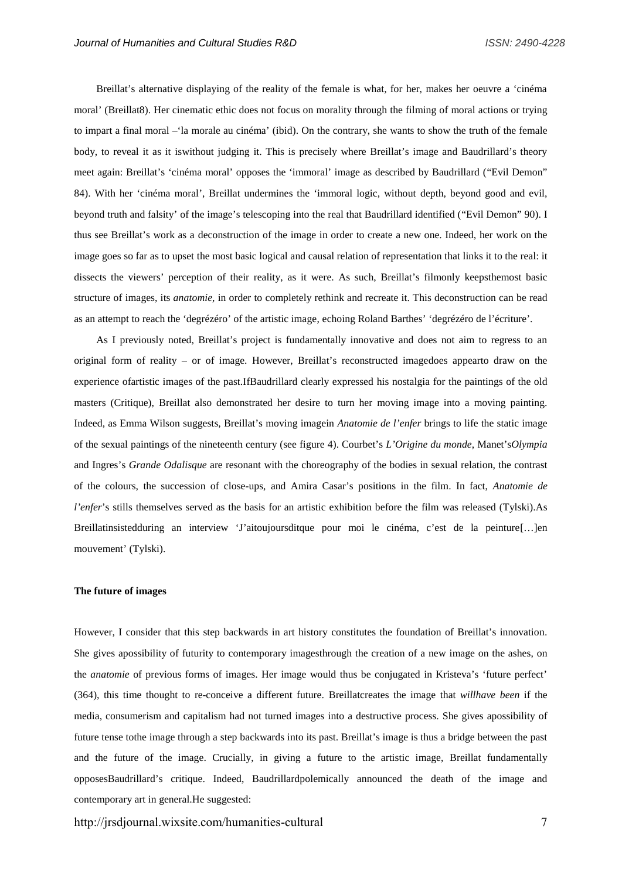Breillat's alternative displaying of the reality of the female is what, for her, makes her oeuvre a 'cinéma moral' (Breillat8). Her cinematic ethic does not focus on morality through the filming of moral actions or trying to impart a final moral –'la morale au cinéma' (ibid). On the contrary, she wants to show the truth of the female body, to reveal it as it iswithout judging it. This is precisely where Breillat's image and Baudrillard's theory meet again: Breillat's 'cinéma moral' opposes the 'immoral' image as described by Baudrillard ("Evil Demon" 84). With her 'cinéma moral', Breillat undermines the 'immoral logic, without depth, beyond good and evil, beyond truth and falsity' of the image's telescoping into the real that Baudrillard identified ("Evil Demon" 90). I thus see Breillat's work as a deconstruction of the image in order to create a new one. Indeed, her work on the image goes so far as to upset the most basic logical and causal relation of representation that links it to the real: it dissects the viewers' perception of their reality, as it were. As such, Breillat's filmonly keepsthemost basic structure of images, its *anatomie*, in order to completely rethink and recreate it. This deconstruction can be read as an attempt to reach the 'degrézéro' of the artistic image, echoing Roland Barthes' 'degrézéro de l'écriture'.

As I previously noted, Breillat's project is fundamentally innovative and does not aim to regress to an original form of reality – or of image. However, Breillat's reconstructed imagedoes appearto draw on the experience ofartistic images of the past.IfBaudrillard clearly expressed his nostalgia for the paintings of the old masters (Critique), Breillat also demonstrated her desire to turn her moving image into a moving painting. Indeed, as Emma Wilson suggests, Breillat's moving imagein *Anatomie de l'enfer* brings to life the static image of the sexual paintings of the nineteenth century (see figure 4). Courbet's *L'Origine du monde*, Manet's*Olympia* and Ingres's *Grande Odalisque* are resonant with the choreography of the bodies in sexual relation, the contrast of the colours, the succession of close-ups, and Amira Casar's positions in the film. In fact, *Anatomie de l'enfer*'s stills themselves served as the basis for an artistic exhibition before the film was released (Tylski).As Breillatinsistedduring an interview 'J'aitoujoursditque pour moi le cinéma, c'est de la peinture[…]en mouvement' (Tylski).

**The future of images**

However, I consider that this step backwards in art history constitutes the foundation of Breillat's innovation. She gives apossibility of futurity to contemporary imagesthrough the creation of a new image on the ashes, on the *anatomie* of previous forms of images. Her image would thus be conjugated in Kristeva's 'future perfect' (364), this time thought to re-conceive a different future. Breillatcreates the image that *willhave been* if the media, consumerism and capitalism had not turned images into a destructive process. She gives apossibility of future tense tothe image through a step backwards into its past. Breillat's image is thus a bridge between the past and the future of the image. Crucially, in giving a future to the artistic image, Breillat fundamentally opposesBaudrillard's critique. Indeed, Baudrillardpolemically announced the death of the image and contemporary art in general.He suggested: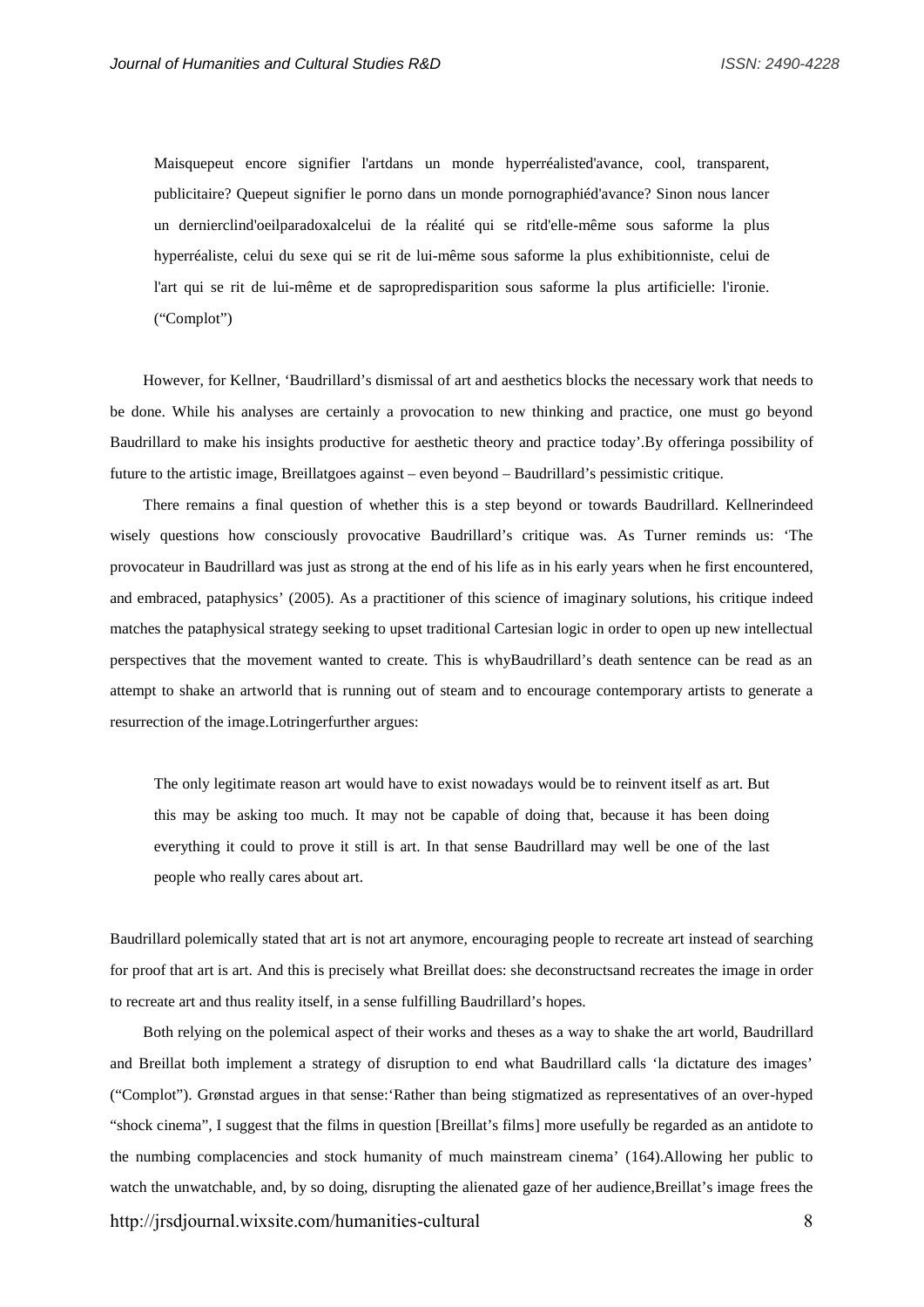> Maisquepeut encore signifier l'artdans un monde hyperréalisted'avance, cool, transparent, publicitaire? Quepeut signifier le porno dans un monde pornographiéd'avance? Sinon nous lancer un dernierclind'oeilparadoxalcelui de la réalité qui se ritd'elle-même sous saforme la plus hyperréaliste, celui du sexe qui se rit de lui-même sous saforme la plus exhibitionniste, celui de l'art qui se rit de lui-même et de sapropredisparition sous saforme la plus artificielle: l'ironie. ("Complot")

However, for Kellner, 'Baudrillard's dismissal of art and aesthetics blocks the necessary work that needs to be done. While his analyses are certainly a provocation to new thinking and practice, one must go beyond Baudrillard to make his insights productive for aesthetic theory and practice today'.By offeringa possibility of future to the artistic image, Breillatgoes against – even beyond – Baudrillard's pessimistic critique.

There remains a final question of whether this is a step beyond or towards Baudrillard. Kellnerindeed wisely questions how consciously provocative Baudrillard's critique was. As Turner reminds us: 'The provocateur in Baudrillard was just as strong at the end of his life as in his early years when he first encountered, and embraced, pataphysics' (2005). As a practitioner of this science of imaginary solutions, his critique indeed matches the pataphysical strategy seeking to upset traditional Cartesian logic in order to open up new intellectual perspectives that the movement wanted to create. This is whyBaudrillard's death sentence can be read as an attempt to shake an artworld that is running out of steam and to encourage contemporary artists to generate a resurrection of the image.Lotringerfurther argues:

> The only legitimate reason art would have to exist nowadays would be to reinvent itself as art. But this may be asking too much. It may not be capable of doing that, because it has been doing everything it could to prove it still is art. In that sense Baudrillard may well be one of the last people who really cares about art.

Baudrillard polemically stated that art is not art anymore, encouraging people to recreate art instead of searching for proof that art is art. And this is precisely what Breillat does: she deconstructsand recreates the image in order to recreate art and thus reality itself, in a sense fulfilling Baudrillard's hopes.

Both relying on the polemical aspect of their works and theses as a way to shake the art world, Baudrillard and Breillat both implement a strategy of disruption to end what Baudrillard calls 'la dictature des images' ("Complot"). Grønstad argues in that sense:'Rather than being stigmatized as representatives of an over-hyped "shock cinema", I suggest that the films in question [Breillat's films] more usefully be regarded as an antidote to the numbing complacencies and stock humanity of much mainstream cinema' (164).Allowing her public to watch the unwatchable, and, by so doing, disrupting the alienated gaze of her audience,Breillat's image frees the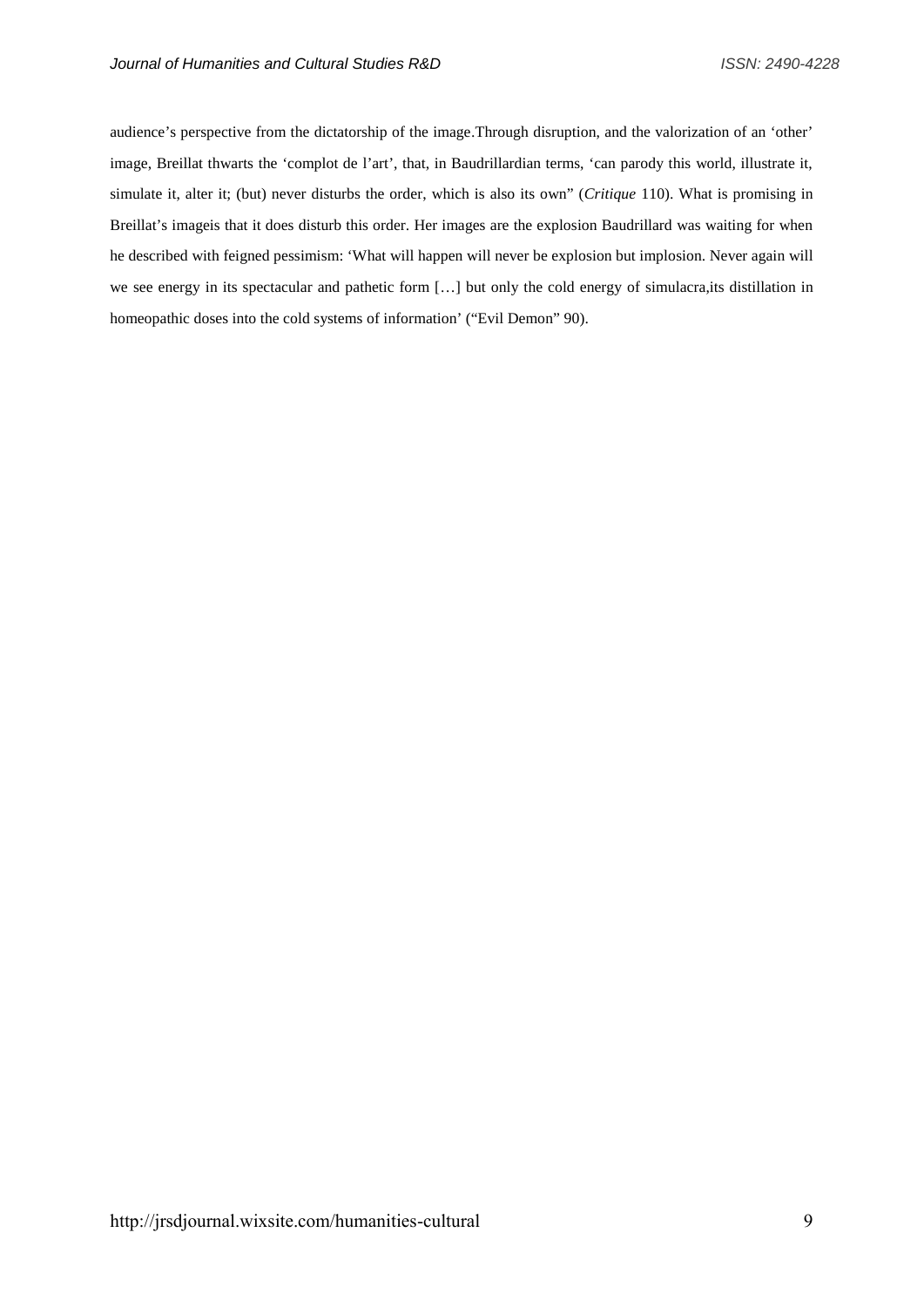audience's perspective from the dictatorship of the image.Through disruption, and the valorization of an 'other' image, Breillat thwarts the 'complot de l'art', that, in Baudrillardian terms, 'can parody this world, illustrate it, simulate it, alter it; (but) never disturbs the order, which is also its own" (*Critique* 110). What is promising in Breillat's imageis that it does disturb this order. Her images are the explosion Baudrillard was waiting for when he described with feigned pessimism: 'What will happen will never be explosion but implosion. Never again will we see energy in its spectacular and pathetic form […] but only the cold energy of simulacra,its distillation in homeopathic doses into the cold systems of information' ("Evil Demon" 90).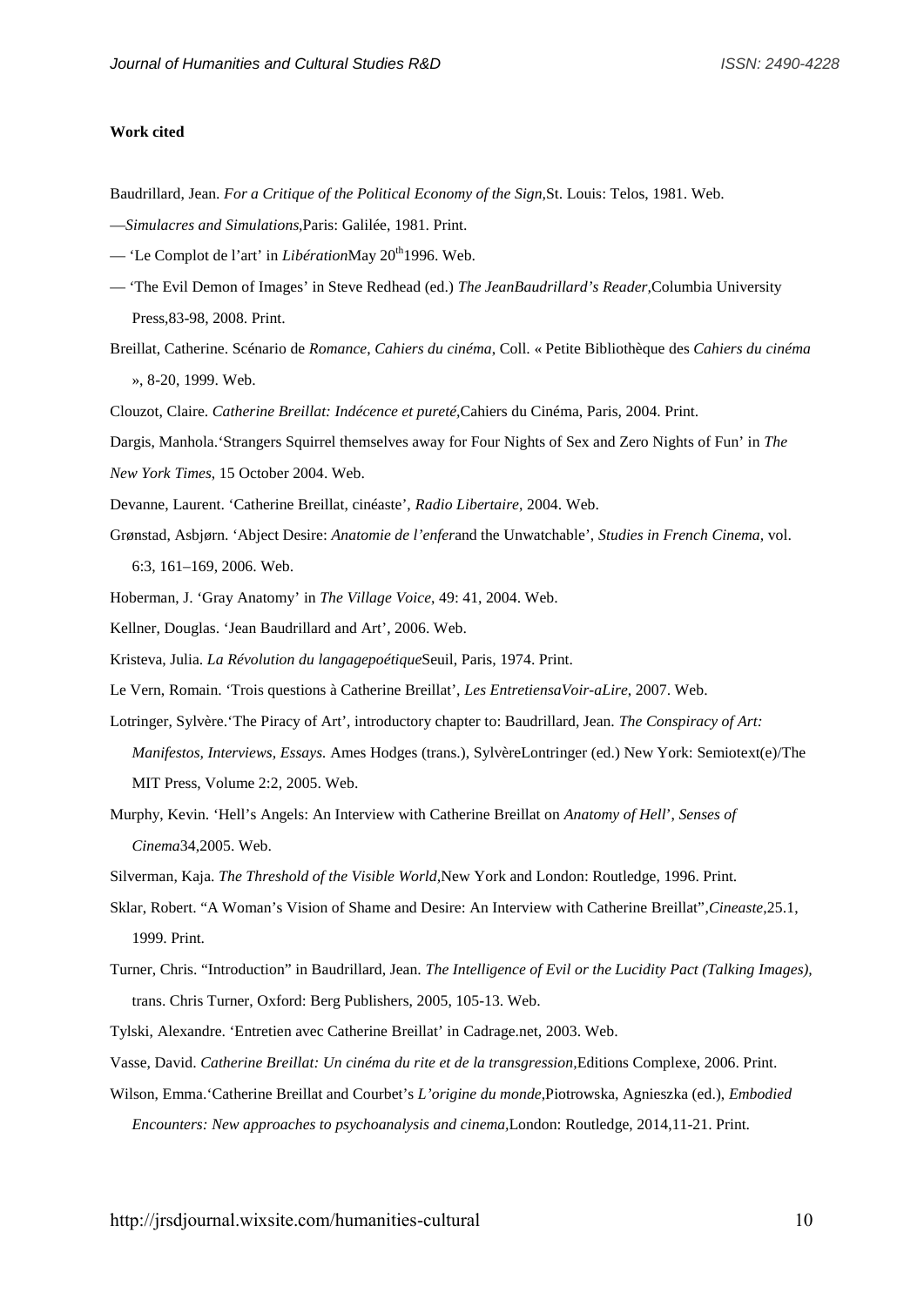**Work cited**

Baudrillard, Jean. *For a Critique of the Political Economy of the Sign,*St. Louis: Telos, 1981. Web.

—*Simulacres and Simulations,*Paris: Galilée, 1981. Print.

— 'Le Complot de l'art' in *Libération*May 20th1996. Web.

— 'The Evil Demon of Images' in Steve Redhead (ed.) *The JeanBaudrillard's Reader,*Columbia University Press,83-98, 2008. Print.

Breillat, Catherine. Scénario de *Romance*, *Cahiers du cinéma*, Coll. « Petite Bibliothèque des *Cahiers du cinéma* », 8-20, 1999. Web.

Clouzot, Claire. *Catherine Breillat: Indécence et pureté,*Cahiers du Cinéma, Paris, 2004. Print.

Dargis, Manhola.'Strangers Squirrel themselves away for Four Nights of Sex and Zero Nights of Fun' in *The New York Times*, 15 October 2004. Web.

Devanne, Laurent. 'Catherine Breillat, cinéaste', *Radio Libertaire*, 2004. Web.

Grønstad, Asbjørn. 'Abject Desire: *Anatomie de l'enfer*and the Unwatchable', *Studies in French Cinema,* vol. 6:3, 161–169, 2006. Web.

Hoberman, J. 'Gray Anatomy' in *The Village Voice*, 49: 41, 2004. Web.

Kellner, Douglas. 'Jean Baudrillard and Art', 2006. Web.

Kristeva, Julia. *La Révolution du langagepoétique*Seuil, Paris, 1974. Print.

Le Vern, Romain. 'Trois questions à Catherine Breillat', *Les EntretiensaVoir-aLire*, 2007. Web.

Lotringer, Sylvère.'The Piracy of Art', introductory chapter to: Baudrillard, Jean. *The Conspiracy of Art: Manifestos, Interviews, Essays.* Ames Hodges (trans.), SylvèreLontringer (ed.) New York: Semiotext(e)/The MIT Press, Volume 2:2, 2005. Web.

Murphy, Kevin. 'Hell's Angels: An Interview with Catherine Breillat on *Anatomy of Hell*', *Senses of Cinema*34,2005. Web.

Silverman, Kaja. *The Threshold of the Visible World,*New York and London: Routledge, 1996. Print.

Sklar, Robert. "A Woman's Vision of Shame and Desire: An Interview with Catherine Breillat",*Cineaste*,25.1, 1999. Print.

Turner, Chris. "Introduction" in Baudrillard, Jean. *The Intelligence of Evil or the Lucidity Pact (Talking Images),* trans. Chris Turner, Oxford: Berg Publishers, 2005, 105-13. Web.

Tylski, Alexandre. 'Entretien avec Catherine Breillat' in Cadrage.net, 2003. Web.

Vasse, David. *Catherine Breillat: Un cinéma du rite et de la transgression,*Editions Complexe, 2006. Print.

Wilson, Emma.'Catherine Breillat and Courbet's *L'origine du monde*,Piotrowska, Agnieszka (ed.), *Embodied Encounters: New approaches to psychoanalysis and cinema,*London: Routledge, 2014,11-21. Print.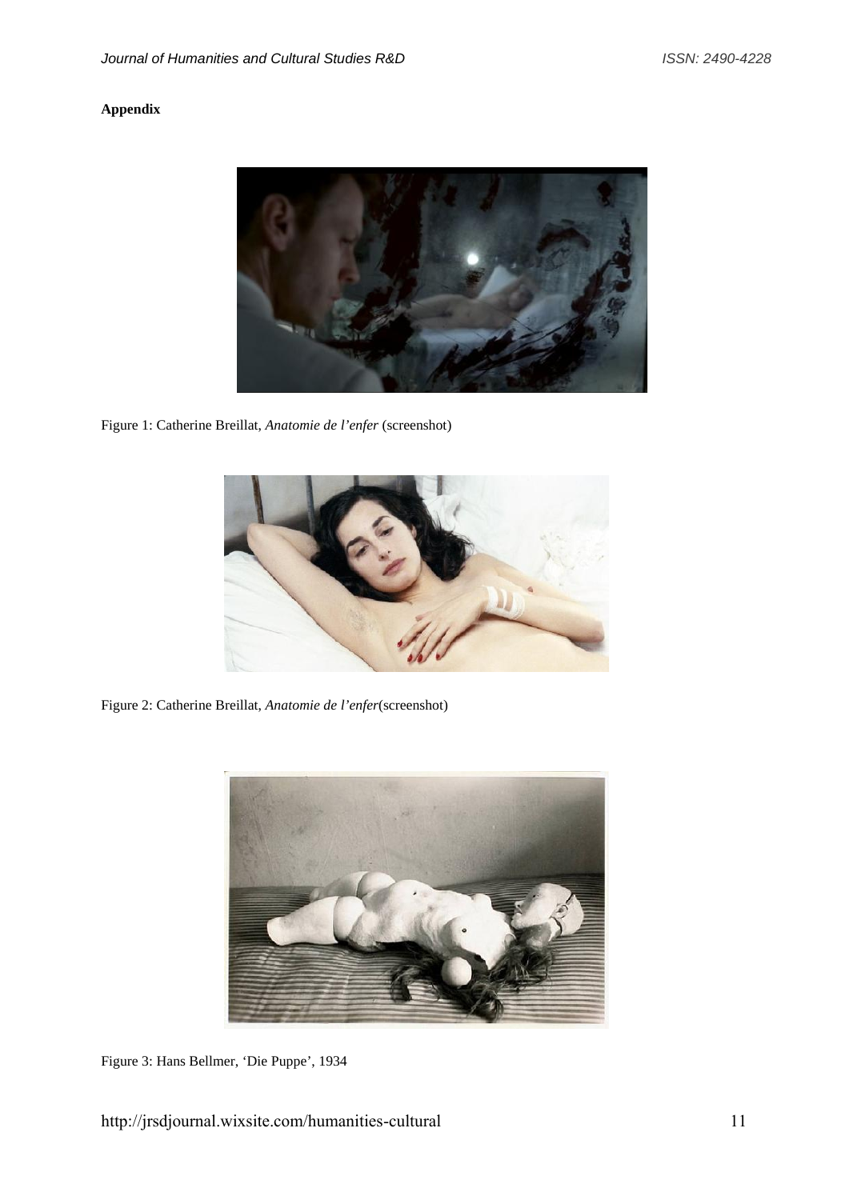**Appendix**

Figure 1: Catherine Breillat, *Anatomie de l'enfer* (screenshot)

Figure 2: Catherine Breillat, *Anatomie de l'enfer*(screenshot)

Figure 3: Hans Bellmer, 'Die Puppe', 1934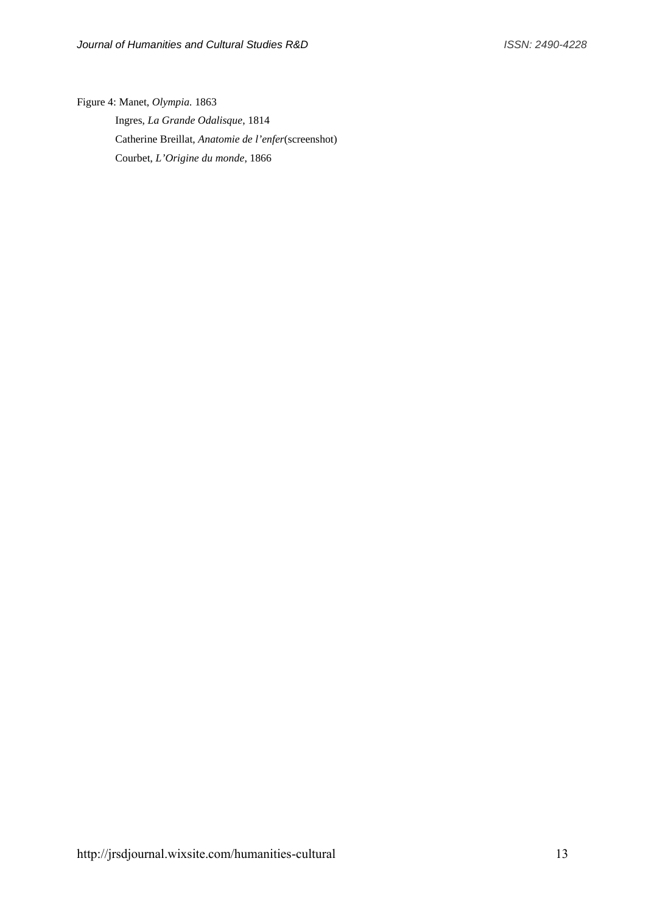Figure 4: Manet, *Olympia.* 1863

Ingres, *La Grande Odalisque*, 1814

Catherine Breillat, *Anatomie de l'enfer*(screenshot)

Courbet, *L'Origine du monde*, 1866